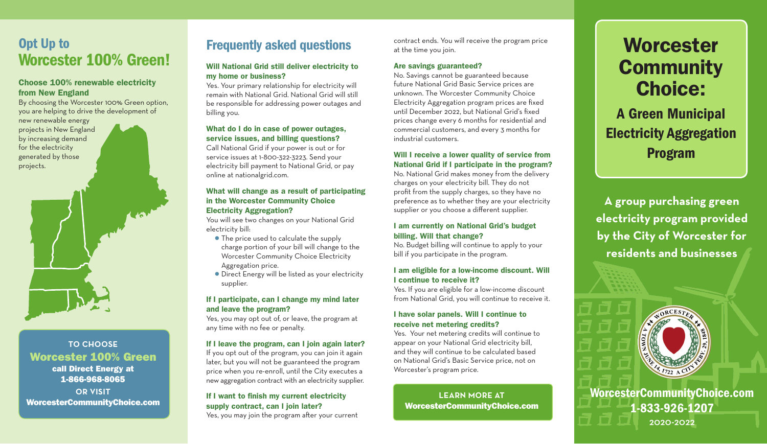# Opt Up to Worcester 100% Green!

### Choose 100% renewable electricity from New England

By choosing the Worcester 100% Green option, you are helping to drive the development of new renewable energy projects in New England by increasing demand for the electricity generated by those projects.

**TO CHOOSE**
**Worcester 100% Green**
**call Direct Energy at 1-866-968-8065**
**OR VISIT**
**WorcesterCommunityChoice.com**

## Frequently asked questions

### Will National Grid still deliver electricity to my home or business?

Yes. Your primary relationship for electricity will remain with National Grid. National Grid will still be responsible for addressing power outages and billing you.

### What do I do in case of power outages, service issues, and billing questions?

Call National Grid if your power is out or for service issues at 1-800-322-3223. Send your electricity bill payment to National Grid, or pay online at nationalgrid.com.

### What will change as a result of participating in the Worcester Community Choice Electricity Aggregation?

You will see two changes on your National Grid electricity bill:

- The price used to calculate the supply charge portion of your bill will change to the Worcester Community Choice Electricity Aggregation price.
- Direct Energy will be listed as your electricity supplier.

### If I participate, can I change my mind later and leave the program?

Yes, you may opt out of, or leave, the program at any time with no fee or penalty.

### If I leave the program, can I join again later?

If you opt out of the program, you can join it again later, but you will not be guaranteed the program price when you re-enroll, until the City executes a new aggregation contract with an electricity supplier.

### If I want to finish my current electricity supply contract, can I join later?

Yes, you may join the program after your current contract ends. You will receive the program price at the time you join.

### Are savings guaranteed?

No. Savings cannot be guaranteed because future National Grid Basic Service prices are unknown. The Worcester Community Choice Electricity Aggregation program prices are fixed until December 2022, but National Grid's fixed prices change every 6 months for residential and commercial customers, and every 3 months for industrial customers.

### Will I receive a lower quality of service from National Grid if I participate in the program?

No. National Grid makes money from the delivery charges on your electricity bill. They do not profit from the supply charges, so they have no preference as to whether they are your electricity supplier or you choose a different supplier.

### I am currently on National Grid's budget billing. Will that change?

No. Budget billing will continue to apply to your bill if you participate in the program.

### I am eligible for a low-income discount. Will I continue to receive it?

Yes. If you are eligible for a low-income discount from National Grid, you will continue to receive it.

### I have solar panels. Will I continue to receive net metering credits?

Yes. Your net metering credits will continue to appear on your National Grid electricity bill, and they will continue to be calculated based on National Grid's Basic Service price, not on Worcester's program price.

**LEARN MORE AT**
**WorcesterCommunityChoice.com**

# Worcester Community Choice:

## A Green Municipal Electricity Aggregation Program

**A group purchasing green electricity program provided by the City of Worcester for residents and businesses**

WORCESTER · A TOWN JUNE 14, 1722 · A CITY FEBY. 29, 1848

**WorcesterCommunityChoice.com**
**1-833-926-1207**
2020-2022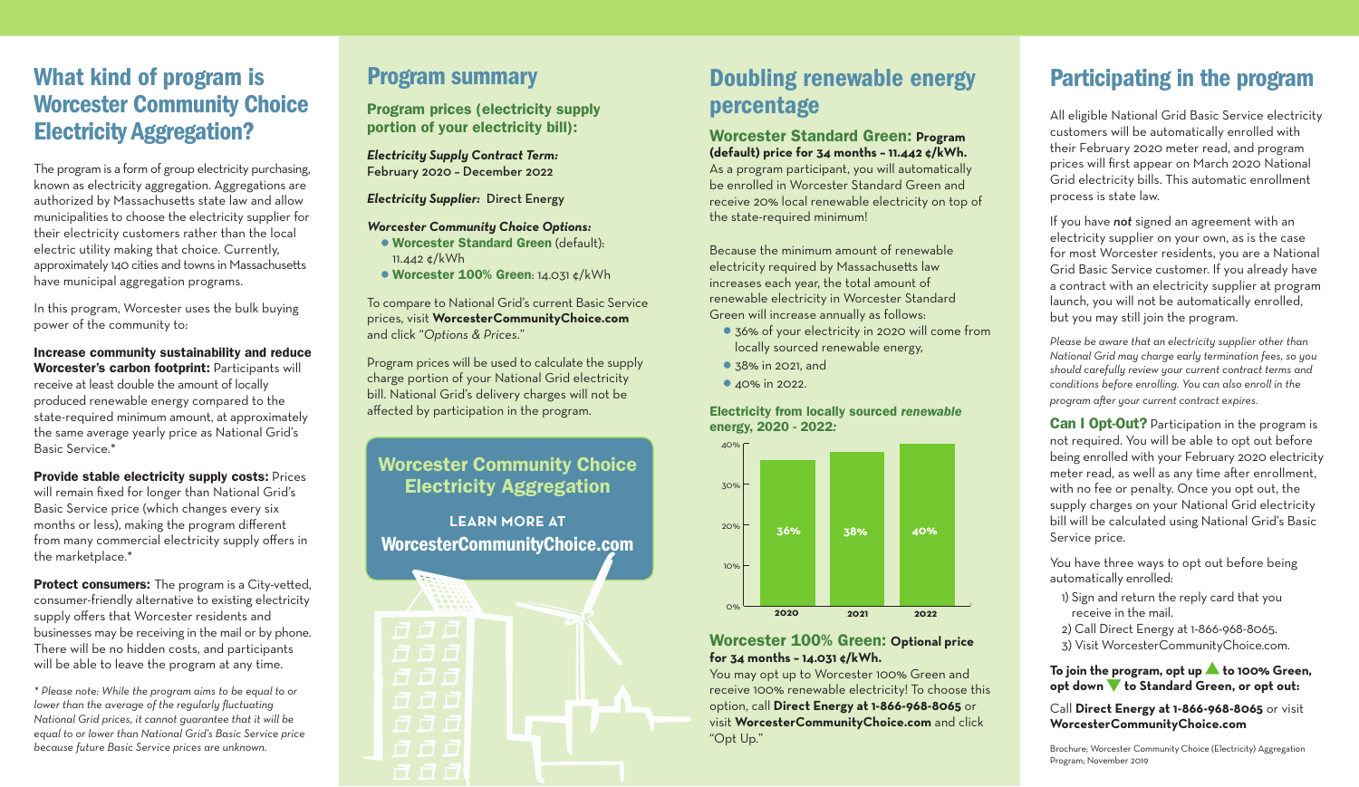## What kind of program is Worcester Community Choice Electricity Aggregation?

The program is a form of group electricity purchasing, known as electricity aggregation. Aggregations are authorized by Massachusetts state law and allow municipalities to choose the electricity supplier for their electricity customers rather than the local electric utility making that choice. Currently, approximately 140 cities and towns in Massachusetts have municipal aggregation programs.

In this program, Worcester uses the bulk buying power of the community to:

**Increase community sustainability and reduce Worcester's carbon footprint:** Participants will receive at least double the amount of locally produced renewable energy compared to the state-required minimum amount, at approximately the same average yearly price as National Grid's Basic Service.*

**Provide stable electricity supply costs:** Prices will remain fixed for longer than National Grid's Basic Service price (which changes every six months or less), making the program different from many commercial electricity supply offers in the marketplace.*

**Protect consumers:** The program is a City-vetted, consumer-friendly alternative to existing electricity supply offers that Worcester residents and businesses may be receiving in the mail or by phone. There will be no hidden costs, and participants will be able to leave the program at any time.

*\* Please note: While the program aims to be equal to or lower than the average of the regularly fluctuating National Grid prices, it cannot guarantee that it will be equal to or lower than National Grid's Basic Service price because future Basic Service prices are unknown.*

## Program summary

**Program prices (electricity supply portion of your electricity bill):**

***Electricity Supply Contract Term:*** February 2020 – December 2022

***Electricity Supplier:*** Direct Energy

***Worcester Community Choice Options:***

- **Worcester Standard Green** (default): 11.442 ¢/kWh
- **Worcester 100% Green**: 14.031 ¢/kWh

To compare to National Grid's current Basic Service prices, visit **WorcesterCommunityChoice.com** and click "*Options & Prices*."

Program prices will be used to calculate the supply charge portion of your National Grid electricity bill. National Grid's delivery charges will not be affected by participation in the program.

**Worcester Community Choice Electricity Aggregation**

LEARN MORE AT

**WorcesterCommunityChoice.com**

## Doubling renewable energy percentage

### Worcester Standard Green: Program (default) price for 34 months – 11.442 ¢/kWh.

As a program participant, you will automatically be enrolled in Worcester Standard Green and receive 20% local renewable electricity on top of the state-required minimum!

Because the minimum amount of renewable electricity required by Massachusetts law increases each year, the total amount of renewable electricity in Worcester Standard Green will increase annually as follows:

- 36% of your electricity in 2020 will come from locally sourced renewable energy,
- 38% in 2021, and
- 40% in 2022.

**Electricity from locally sourced *renewable* energy, 2020 - 2022:**

40%
30%
20%
10%
0%
36%
38%
40%
2020
2021
2022

### Worcester 100% Green: Optional price for 34 months – 14.031 ¢/kWh.

You may opt up to Worcester 100% Green and receive 100% renewable electricity! To choose this option, call **Direct Energy at 1-866-968-8065** or visit **WorcesterCommunityChoice.com** and click "Opt Up."

## Participating in the program

All eligible National Grid Basic Service electricity customers will be automatically enrolled with their February 2020 meter read, and program prices will first appear on March 2020 National Grid electricity bills. This automatic enrollment process is state law.

If you have ***not*** signed an agreement with an electricity supplier on your own, as is the case for most Worcester residents, you are a National Grid Basic Service customer. If you already have a contract with an electricity supplier at program launch, you will not be automatically enrolled, but you may still join the program.

*Please be aware that an electricity supplier other than National Grid may charge early termination fees, so you should carefully review your current contract terms and conditions before enrolling. You can also enroll in the program after your current contract expires.*

**Can I Opt-Out?** Participation in the program is not required. You will be able to opt out before being enrolled with your February 2020 electricity meter read, as well as any time after enrollment, with no fee or penalty. Once you opt out, the supply charges on your National Grid electricity bill will be calculated using National Grid's Basic Service price.

You have three ways to opt out before being automatically enrolled:

1) Sign and return the reply card that you receive in the mail.
2) Call Direct Energy at 1-866-968-8065.
3) Visit WorcesterCommunityChoice.com.

**To join the program, opt up ▲ to 100% Green, opt down ▼ to Standard Green, or opt out:**

Call **Direct Energy at 1-866-968-8065** or visit **WorcesterCommunityChoice.com**

Brochure; Worcester Community Choice (Electricity) Aggregation Program; November 2019